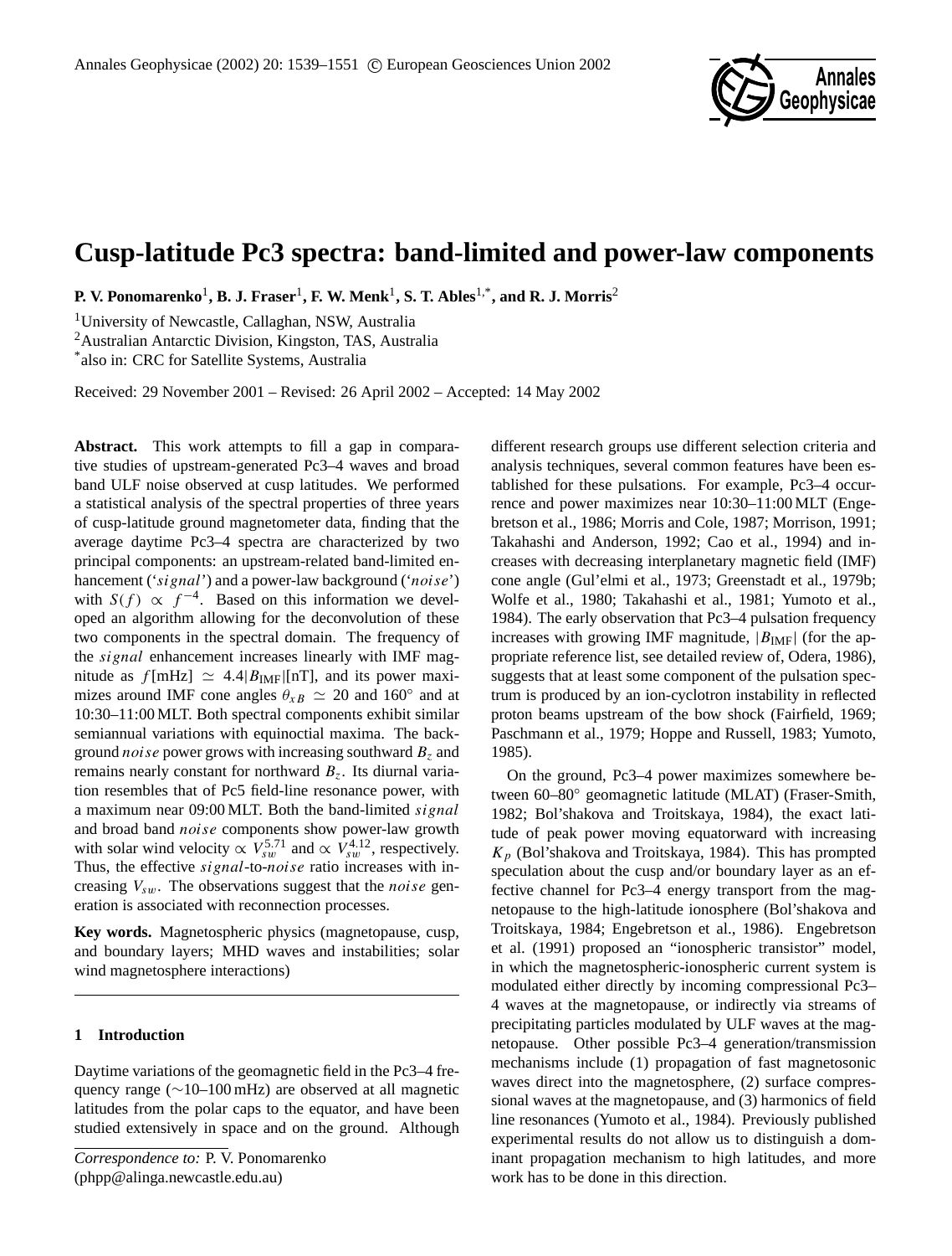# Cusp-latitude Pc3 spectra: band-limited and power-law components

**P. V. Ponomarenko**[1], **B. J. Fraser**[1], **F. W. Menk**[1], **S. T. Ables**[1,*], **and R. J. Morris**[2]

[1]University of Newcastle, Callaghan, NSW, Australia
[2]Australian Antarctic Division, Kingston, TAS, Australia
[*]also in: CRC for Satellite Systems, Australia

Received: 29 November 2001 – Revised: 26 April 2002 – Accepted: 14 May 2002

**Abstract.** This work attempts to fill a gap in comparative studies of upstream-generated Pc3–4 waves and broad band ULF noise observed at cusp latitudes. We performed a statistical analysis of the spectral properties of three years of cusp-latitude ground magnetometer data, finding that the average daytime Pc3–4 spectra are characterized by two principal components: an upstream-related band-limited enhancement (‘*signal*’) and a power-law background (‘*noise*’) with $S(f) \propto f^{-4}$. Based on this information we developed an algorithm allowing for the deconvolution of these two components in the spectral domain. The frequency of the *signal* enhancement increases linearly with IMF magnitude as $f[\mathrm{mHz}] \simeq 4.4|B_{\mathrm{IMF}}|[\mathrm{nT}]$, and its power maximizes around IMF cone angles $\theta_{xB} \simeq 20$ and $160^\circ$ and at 10:30–11:00 MLT. Both spectral components exhibit similar semiannual variations with equinoctial maxima. The background *noise* power grows with increasing southward $B_z$ and remains nearly constant for northward $B_z$. Its diurnal variation resembles that of Pc5 field-line resonance power, with a maximum near 09:00 MLT. Both the band-limited *signal* and broad band *noise* components show power-law growth with solar wind velocity $\propto V_{sw}^{5.71}$ and $\propto V_{sw}^{4.12}$, respectively. Thus, the effective *signal*-to-*noise* ratio increases with increasing $V_{sw}$. The observations suggest that the *noise* generation is associated with reconnection processes.

**Key words.** Magnetospheric physics (magnetopause, cusp, and boundary layers; MHD waves and instabilities; solar wind magnetosphere interactions)

## 1 Introduction

Daytime variations of the geomagnetic field in the Pc3–4 frequency range (~10–100 mHz) are observed at all magnetic latitudes from the polar caps to the equator, and have been studied extensively in space and on the ground. Although different research groups use different selection criteria and analysis techniques, several common features have been established for these pulsations. For example, Pc3–4 occurrence and power maximizes near 10:30–11:00 MLT (Engebretson et al., 1986; Morris and Cole, 1987; Morrison, 1991; Takahashi and Anderson, 1992; Cao et al., 1994) and increases with decreasing interplanetary magnetic field (IMF) cone angle (Gul’elmi et al., 1973; Greenstadt et al., 1979b; Wolfe et al., 1980; Takahashi et al., 1981; Yumoto et al., 1984). The early observation that Pc3–4 pulsation frequency increases with growing IMF magnitude, $|B_{\mathrm{IMF}}|$ (for the appropriate reference list, see detailed review of, Odera, 1986), suggests that at least some component of the pulsation spectrum is produced by an ion-cyclotron instability in reflected proton beams upstream of the bow shock (Fairfield, 1969; Paschmann et al., 1979; Hoppe and Russell, 1983; Yumoto, 1985).

On the ground, Pc3–4 power maximizes somewhere between 60–80° geomagnetic latitude (MLAT) (Fraser-Smith, 1982; Bol’shakova and Troitskaya, 1984), the exact latitude of peak power moving equatorward with increasing $K_p$ (Bol’shakova and Troitskaya, 1984). This has prompted speculation about the cusp and/or boundary layer as an effective channel for Pc3–4 energy transport from the magnetopause to the high-latitude ionosphere (Bol’shakova and Troitskaya, 1984; Engebretson et al., 1986). Engebretson et al. (1991) proposed an “ionospheric transistor” model, in which the magnetospheric-ionospheric current system is modulated either directly by incoming compressional Pc3–4 waves at the magnetopause, or indirectly via streams of precipitating particles modulated by ULF waves at the magnetopause. Other possible Pc3–4 generation/transmission mechanisms include (1) propagation of fast magnetosonic waves direct into the magnetosphere, (2) surface compressional waves at the magnetopause, and (3) harmonics of field line resonances (Yumoto et al., 1984). Previously published experimental results do not allow us to distinguish a dominant propagation mechanism to high latitudes, and more work has to be done in this direction.

*Correspondence to:* P. V. Ponomarenko
(phpp@alinga.newcastle.edu.au)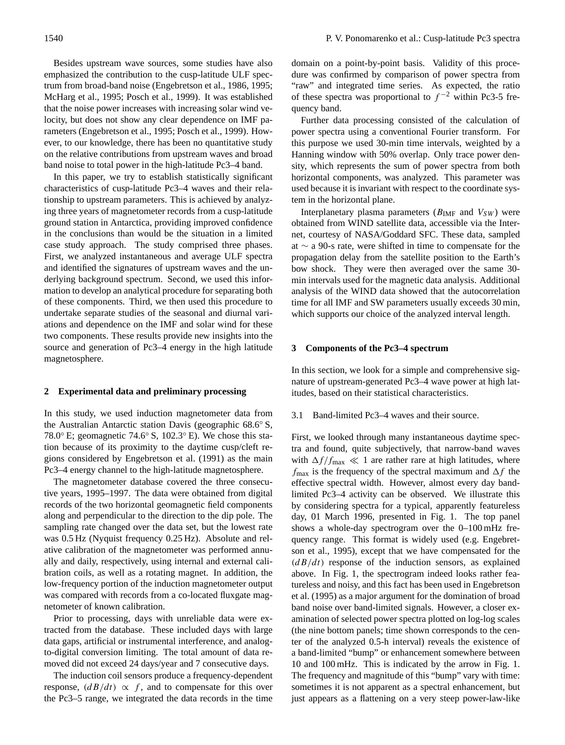Besides upstream wave sources, some studies have also emphasized the contribution to the cusp-latitude ULF spectrum from broad-band noise (Engebretson et al., 1986, 1995; McHarg et al., 1995; Posch et al., 1999). It was established that the noise power increases with increasing solar wind velocity, but does not show any clear dependence on IMF parameters (Engebretson et al., 1995; Posch et al., 1999). However, to our knowledge, there has been no quantitative study on the relative contributions from upstream waves and broad band noise to total power in the high-latitude Pc3–4 band.

In this paper, we try to establish statistically significant characteristics of cusp-latitude Pc3–4 waves and their relationship to upstream parameters. This is achieved by analyzing three years of magnetometer records from a cusp-latitude ground station in Antarctica, providing improved confidence in the conclusions than would be the situation in a limited case study approach. The study comprised three phases. First, we analyzed instantaneous and average ULF spectra and identified the signatures of upstream waves and the underlying background spectrum. Second, we used this information to develop an analytical procedure for separating both of these components. Third, we then used this procedure to undertake separate studies of the seasonal and diurnal variations and dependence on the IMF and solar wind for these two components. These results provide new insights into the source and generation of Pc3–4 energy in the high latitude magnetosphere.

## 2 Experimental data and preliminary processing

In this study, we used induction magnetometer data from the Australian Antarctic station Davis (geographic 68.6° S, 78.0° E; geomagnetic 74.6° S, 102.3° E). We chose this station because of its proximity to the daytime cusp/cleft regions considered by Engebretson et al. (1991) as the main Pc3–4 energy channel to the high-latitude magnetosphere.

The magnetometer database covered the three consecutive years, 1995–1997. The data were obtained from digital records of the two horizontal geomagnetic field components along and perpendicular to the direction to the dip pole. The sampling rate changed over the data set, but the lowest rate was 0.5 Hz (Nyquist frequency 0.25 Hz). Absolute and relative calibration of the magnetometer was performed annually and daily, respectively, using internal and external calibration coils, as well as a rotating magnet. In addition, the low-frequency portion of the induction magnetometer output was compared with records from a co-located fluxgate magnetometer of known calibration.

Prior to processing, days with unreliable data were extracted from the database. These included days with large data gaps, artificial or instrumental interference, and analog-to-digital conversion limiting. The total amount of data removed did not exceed 24 days/year and 7 consecutive days.

The induction coil sensors produce a frequency-dependent response, $(dB/dt) \propto f$, and to compensate for this over the Pc3–5 range, we integrated the data records in the time domain on a point-by-point basis. Validity of this procedure was confirmed by comparison of power spectra from "raw" and integrated time series. As expected, the ratio of these spectra was proportional to $f^{-2}$ within Pc3-5 frequency band.

Further data processing consisted of the calculation of power spectra using a conventional Fourier transform. For this purpose we used 30-min time intervals, weighted by a Hanning window with 50% overlap. Only trace power density, which represents the sum of power spectra from both horizontal components, was analyzed. This parameter was used because it is invariant with respect to the coordinate system in the horizontal plane.

Interplanetary plasma parameters ($B_{\text{IMF}}$ and $V_{SW}$) were obtained from WIND satellite data, accessible via the Internet, courtesy of NASA/Goddard SFC. These data, sampled at $\sim$ a 90-s rate, were shifted in time to compensate for the propagation delay from the satellite position to the Earth's bow shock. They were then averaged over the same 30-min intervals used for the magnetic data analysis. Additional analysis of the WIND data showed that the autocorrelation time for all IMF and SW parameters usually exceeds 30 min, which supports our choice of the analyzed interval length.

## 3 Components of the Pc3–4 spectrum

In this section, we look for a simple and comprehensive signature of upstream-generated Pc3–4 wave power at high latitudes, based on their statistical characteristics.

### 3.1 Band-limited Pc3–4 waves and their source.

First, we looked through many instantaneous daytime spectra and found, quite subjectively, that narrow-band waves with $\Delta f/f_{\text{max}} \ll 1$ are rather rare at high latitudes, where $f_{\text{max}}$ is the frequency of the spectral maximum and $\Delta f$ the effective spectral width. However, almost every day band-limited Pc3–4 activity can be observed. We illustrate this by considering spectra for a typical, apparently featureless day, 01 March 1996, presented in Fig. 1. The top panel shows a whole-day spectrogram over the 0–100 mHz frequency range. This format is widely used (e.g. Engebretson et al., 1995), except that we have compensated for the $(dB/dt)$ response of the induction sensors, as explained above. In Fig. 1, the spectrogram indeed looks rather featureless and noisy, and this fact has been used in Engebretson et al. (1995) as a major argument for the domination of broad band noise over band-limited signals. However, a closer examination of selected power spectra plotted on log-log scales (the nine bottom panels; time shown corresponds to the center of the analyzed 0.5-h interval) reveals the existence of a band-limited "bump" or enhancement somewhere between 10 and 100 mHz. This is indicated by the arrow in Fig. 1. The frequency and magnitude of this "bump" vary with time: sometimes it is not apparent as a spectral enhancement, but just appears as a flattening on a very steep power-law-like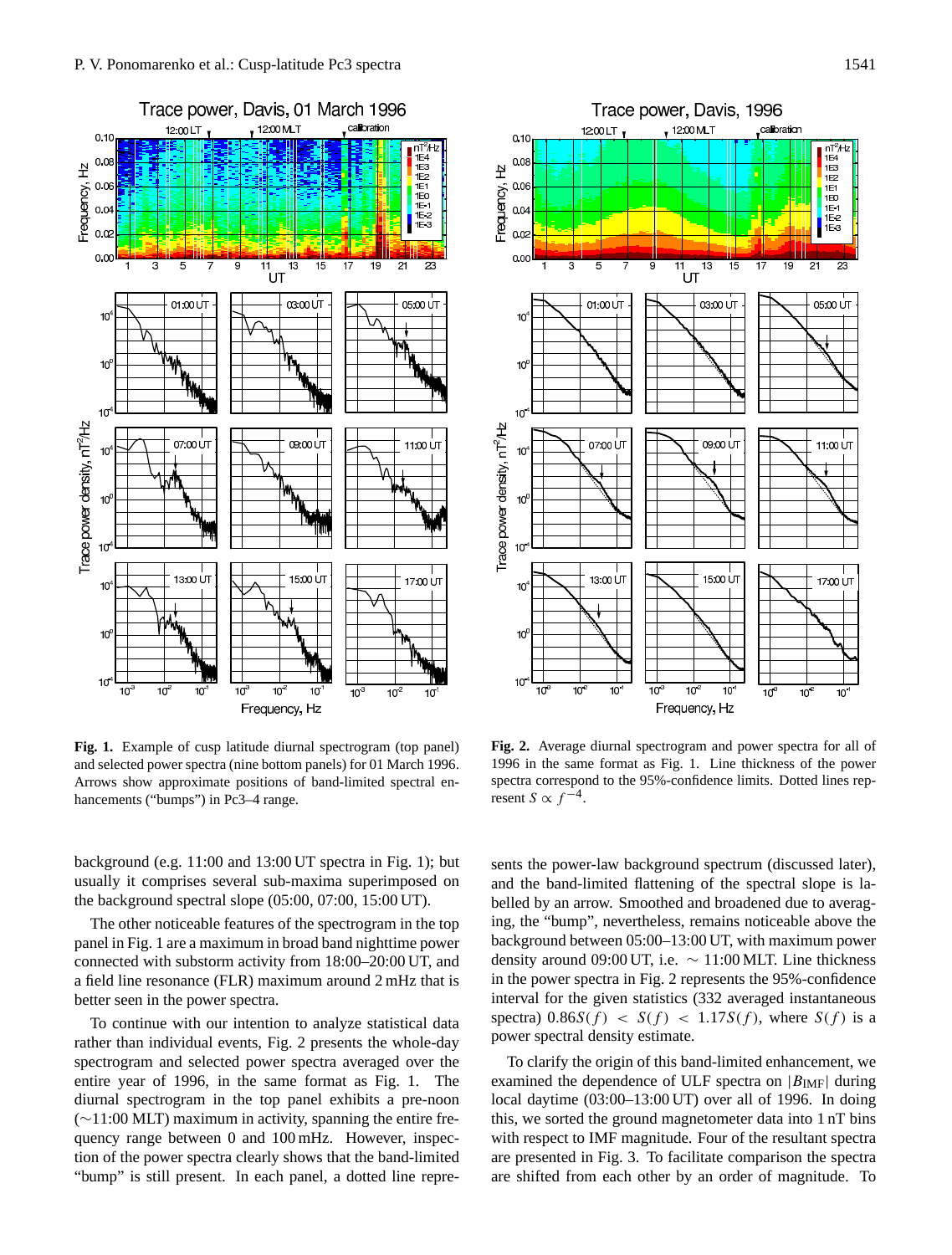**Fig. 1.** Example of cusp latitude diurnal spectrogram (top panel) and selected power spectra (nine bottom panels) for 01 March 1996. Arrows show approximate positions of band-limited spectral enhancements ("bumps") in Pc3–4 range.

**Fig. 2.** Average diurnal spectrogram and power spectra for all of 1996 in the same format as Fig. 1. Line thickness of the power spectra correspond to the 95%-confidence limits. Dotted lines represent $S \propto f^{-4}$.

background (e.g. 11:00 and 13:00 UT spectra in Fig. 1); but usually it comprises several sub-maxima superimposed on the background spectral slope (05:00, 07:00, 15:00 UT).

The other noticeable features of the spectrogram in the top panel in Fig. 1 are a maximum in broad band nighttime power connected with substorm activity from 18:00–20:00 UT, and a field line resonance (FLR) maximum around 2 mHz that is better seen in the power spectra.

To continue with our intention to analyze statistical data rather than individual events, Fig. 2 presents the whole-day spectrogram and selected power spectra averaged over the entire year of 1996, in the same format as Fig. 1. The diurnal spectrogram in the top panel exhibits a pre-noon (∼11:00 MLT) maximum in activity, spanning the entire frequency range between 0 and 100 mHz. However, inspection of the power spectra clearly shows that the band-limited "bump" is still present. In each panel, a dotted line represents the power-law background spectrum (discussed later), and the band-limited flattening of the spectral slope is labelled by an arrow. Smoothed and broadened due to averaging, the "bump", nevertheless, remains noticeable above the background between 05:00–13:00 UT, with maximum power density around 09:00 UT, i.e. ∼ 11:00 MLT. Line thickness in the power spectra in Fig. 2 represents the 95%-confidence interval for the given statistics (332 averaged instantaneous spectra) $0.86S(f) < S(f) < 1.17S(f)$, where $S(f)$ is a power spectral density estimate.

To clarify the origin of this band-limited enhancement, we examined the dependence of ULF spectra on $|B_{\mathrm{IMF}}|$ during local daytime (03:00–13:00 UT) over all of 1996. In doing this, we sorted the ground magnetometer data into 1 nT bins with respect to IMF magnitude. Four of the resultant spectra are presented in Fig. 3. To facilitate comparison the spectra are shifted from each other by an order of magnitude. To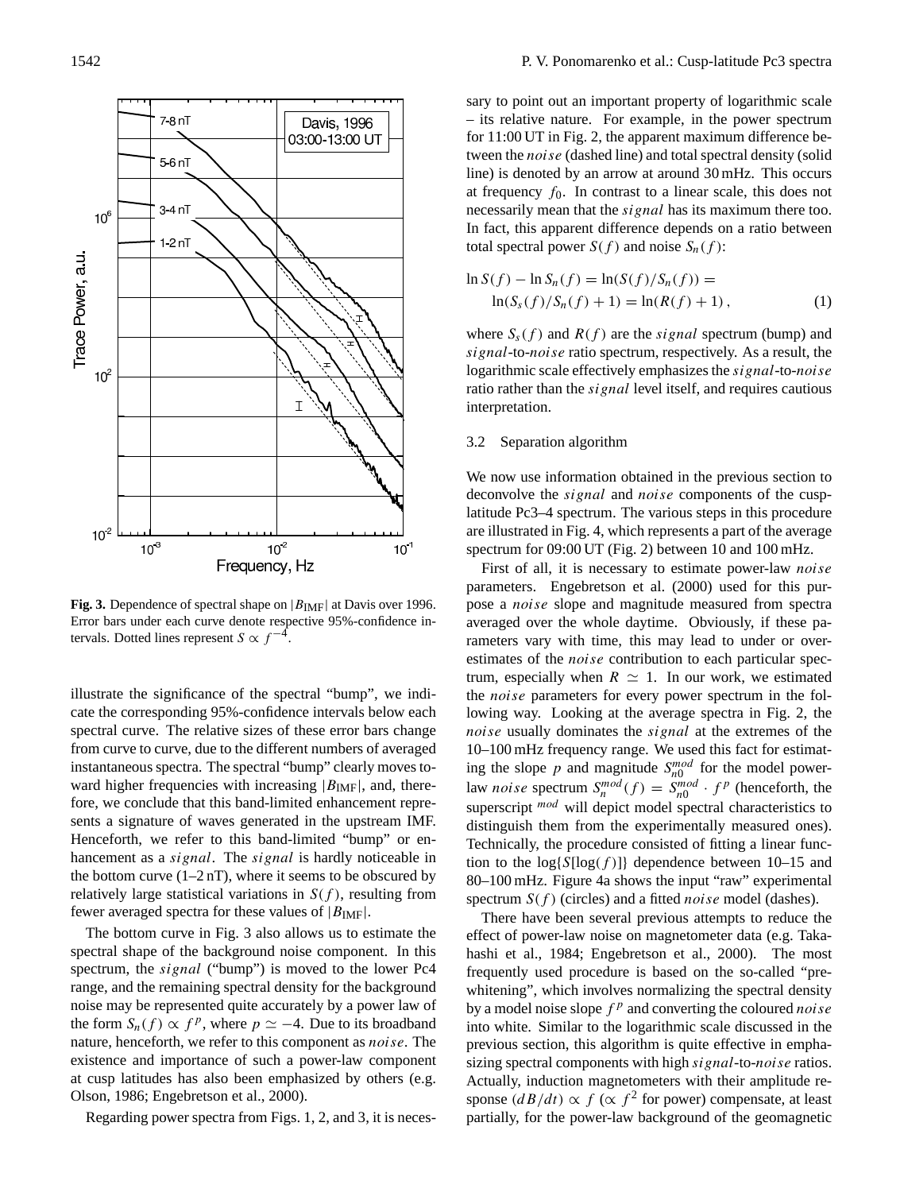**Fig. 3.** Dependence of spectral shape on $|B_{\rm IMF}|$ at Davis over 1996. Error bars under each curve denote respective 95%-confidence intervals. Dotted lines represent $S \propto f^{-4}$.

illustrate the significance of the spectral "bump", we indicate the corresponding 95%-confidence intervals below each spectral curve. The relative sizes of these error bars change from curve to curve, due to the different numbers of averaged instantaneous spectra. The spectral "bump" clearly moves toward higher frequencies with increasing $|B_{\rm IMF}|$, and, therefore, we conclude that this band-limited enhancement represents a signature of waves generated in the upstream IMF. Henceforth, we refer to this band-limited "bump" or enhancement as a *signal*. The *signal* is hardly noticeable in the bottom curve (1–2 nT), where it seems to be obscured by relatively large statistical variations in $S(f)$, resulting from fewer averaged spectra for these values of $|B_{\rm IMF}|$.

The bottom curve in Fig. 3 also allows us to estimate the spectral shape of the background noise component. In this spectrum, the *signal* ("bump") is moved to the lower Pc4 range, and the remaining spectral density for the background noise may be represented quite accurately by a power law of the form $S_n(f) \propto f^p$, where $p \simeq -4$. Due to its broadband nature, henceforth, we refer to this component as *noise*. The existence and importance of such a power-law component at cusp latitudes has also been emphasized by others (e.g. Olson, 1986; Engebretson et al., 2000).

Regarding power spectra from Figs. 1, 2, and 3, it is necessary to point out an important property of logarithmic scale – its relative nature. For example, in the power spectrum for 11:00 UT in Fig. 2, the apparent maximum difference between the *noise* (dashed line) and total spectral density (solid line) is denoted by an arrow at around 30 mHz. This occurs at frequency $f_0$. In contrast to a linear scale, this does not necessarily mean that the *signal* has its maximum there too. In fact, this apparent difference depends on a ratio between total spectral power $S(f)$ and noise $S_n(f)$:

$$\ln S(f) - \ln S_n(f) = \ln(S(f)/S_n(f)) = \ln(S_s(f)/S_n(f) + 1) = \ln(R(f) + 1)\,, \qquad (1)$$

where $S_s(f)$ and $R(f)$ are the *signal* spectrum (bump) and *signal*-to-*noise* ratio spectrum, respectively. As a result, the logarithmic scale effectively emphasizes the *signal*-to-*noise* ratio rather than the *signal* level itself, and requires cautious interpretation.

### 3.2 Separation algorithm

We now use information obtained in the previous section to deconvolve the *signal* and *noise* components of the cusp-latitude Pc3–4 spectrum. The various steps in this procedure are illustrated in Fig. 4, which represents a part of the average spectrum for 09:00 UT (Fig. 2) between 10 and 100 mHz.

First of all, it is necessary to estimate power-law *noise* parameters. Engebretson et al. (2000) used for this purpose a *noise* slope and magnitude measured from spectra averaged over the whole daytime. Obviously, if these parameters vary with time, this may lead to under or over-estimates of the *noise* contribution to each particular spectrum, especially when $R \simeq 1$. In our work, we estimated the *noise* parameters for every power spectrum in the following way. Looking at the average spectra in Fig. 2, the *noise* usually dominates the *signal* at the extremes of the 10–100 mHz frequency range. We used this fact for estimating the slope $p$ and magnitude $S_{n0}^{mod}$ for the model power-law *noise* spectrum $S_n^{mod}(f) = S_{n0}^{mod} \cdot f^p$ (henceforth, the superscript $^{mod}$ will depict model spectral characteristics to distinguish them from the experimentally measured ones). Technically, the procedure consisted of fitting a linear function to the $\log\{S[\log(f)]\}$ dependence between 10–15 and 80–100 mHz. Figure 4a shows the input "raw" experimental spectrum $S(f)$ (circles) and a fitted *noise* model (dashes).

There have been several previous attempts to reduce the effect of power-law noise on magnetometer data (e.g. Takahashi et al., 1984; Engebretson et al., 2000). The most frequently used procedure is based on the so-called "pre-whitening", which involves normalizing the spectral density by a model noise slope $f^p$ and converting the coloured *noise* into white. Similar to the logarithmic scale discussed in the previous section, this algorithm is quite effective in emphasizing spectral components with high *signal*-to-*noise* ratios. Actually, induction magnetometers with their amplitude response $(dB/dt) \propto f$ ($\propto f^2$ for power) compensate, at least partially, for the power-law background of the geomagnetic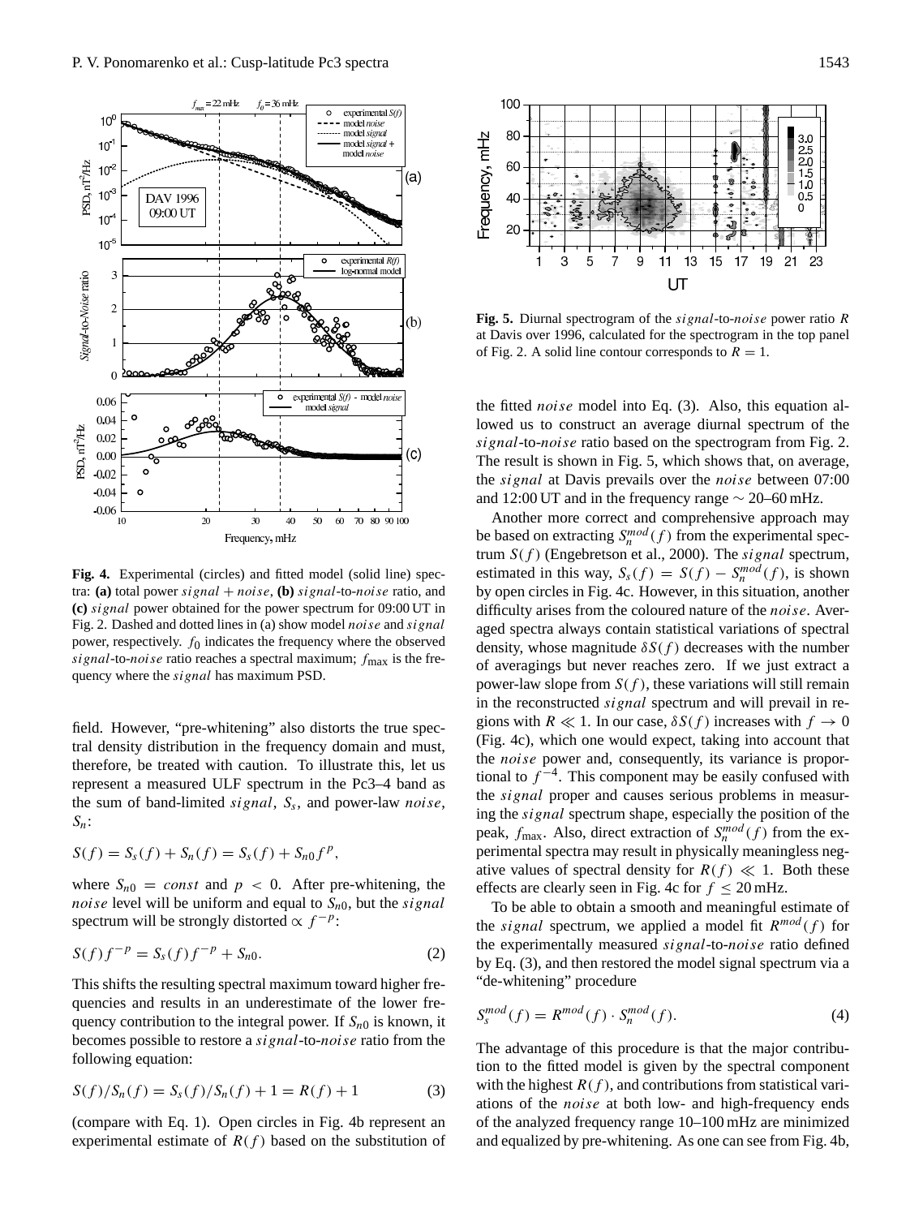**Fig. 4.** Experimental (circles) and fitted model (solid line) spectra: **(a)** total power *signal* + *noise*, **(b)** *signal*-to-*noise* ratio, and **(c)** *signal* power obtained for the power spectrum for 09:00 UT in Fig. 2. Dashed and dotted lines in (a) show model *noise* and *signal* power, respectively. $f_0$ indicates the frequency where the observed *signal*-to-*noise* ratio reaches a spectral maximum; $f_{\max}$ is the frequency where the *signal* has maximum PSD.

**Fig. 5.** Diurnal spectrogram of the *signal*-to-*noise* power ratio $R$ at Davis over 1996, calculated for the spectrogram in the top panel of Fig. 2. A solid line contour corresponds to $R = 1$.

field. However, "pre-whitening" also distorts the true spectral density distribution in the frequency domain and must, therefore, be treated with caution. To illustrate this, let us represent a measured ULF spectrum in the Pc3–4 band as the sum of band-limited *signal*, $S_s$, and power-law *noise*, $S_n$:

$$S(f) = S_s(f) + S_n(f) = S_s(f) + S_{n0} f^p,$$

where $S_{n0} = const$ and $p < 0$. After pre-whitening, the *noise* level will be uniform and equal to $S_{n0}$, but the *signal* spectrum will be strongly distorted $\propto f^{-p}$:

$$S(f) f^{-p} = S_s(f) f^{-p} + S_{n0}. \tag{2}$$

This shifts the resulting spectral maximum toward higher frequencies and results in an underestimate of the lower frequency contribution to the integral power. If $S_{n0}$ is known, it becomes possible to restore a *signal*-to-*noise* ratio from the following equation:

$$S(f)/S_n(f) = S_s(f)/S_n(f) + 1 = R(f) + 1 \tag{3}$$

(compare with Eq. 1). Open circles in Fig. 4b represent an experimental estimate of $R(f)$ based on the substitution of the fitted *noise* model into Eq. (3). Also, this equation allowed us to construct an average diurnal spectrum of the *signal*-to-*noise* ratio based on the spectrogram from Fig. 2. The result is shown in Fig. 5, which shows that, on average, the *signal* at Davis prevails over the *noise* between 07:00 and 12:00 UT and in the frequency range ~ 20–60 mHz.

Another more correct and comprehensive approach may be based on extracting $S_n^{mod}(f)$ from the experimental spectrum $S(f)$ (Engebretson et al., 2000). The *signal* spectrum, estimated in this way, $S_s(f) = S(f) - S_n^{mod}(f)$, is shown by open circles in Fig. 4c. However, in this situation, another difficulty arises from the coloured nature of the *noise*. Averaged spectra always contain statistical variations of spectral density, whose magnitude $\delta S(f)$ decreases with the number of averagings but never reaches zero. If we just extract a power-law slope from $S(f)$, these variations will still remain in the reconstructed *signal* spectrum and will prevail in regions with $R \ll 1$. In our case, $\delta S(f)$ increases with $f \to 0$ (Fig. 4c), which one would expect, taking into account that the *noise* power and, consequently, its variance is proportional to $f^{-4}$. This component may be easily confused with the *signal* proper and causes serious problems in measuring the *signal* spectrum shape, especially the position of the peak, $f_{\max}$. Also, direct extraction of $S_n^{mod}(f)$ from the experimental spectra may result in physically meaningless negative values of spectral density for $R(f) \ll 1$. Both these effects are clearly seen in Fig. 4c for $f \leq 20$ mHz.

To be able to obtain a smooth and meaningful estimate of the *signal* spectrum, we applied a model fit $R^{mod}(f)$ for the experimentally measured *signal*-to-*noise* ratio defined by Eq. (3), and then restored the model signal spectrum via a "de-whitening" procedure

$$S_s^{mod}(f) = R^{mod}(f) \cdot S_n^{mod}(f). \tag{4}$$

The advantage of this procedure is that the major contribution to the fitted model is given by the spectral component with the highest $R(f)$, and contributions from statistical variations of the *noise* at both low- and high-frequency ends of the analyzed frequency range 10–100 mHz are minimized and equalized by pre-whitening. As one can see from Fig. 4b,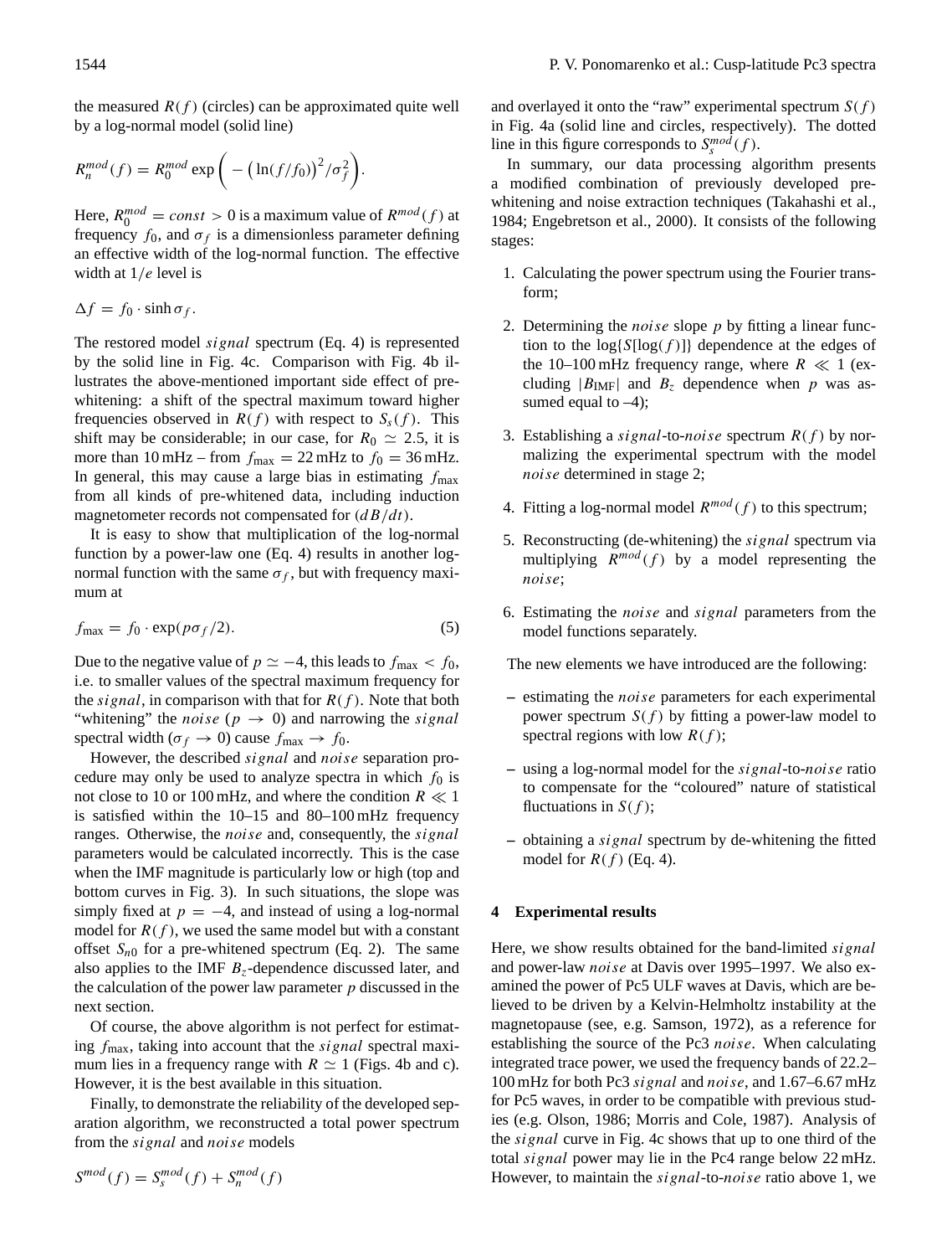the measured $R(f)$ (circles) can be approximated quite well by a log-normal model (solid line)

$$R_n^{mod}(f) = R_0^{mod} \exp\left( - \left(\ln(f/f_0)\right)^2 / \sigma_f^2 \right).$$

Here, $R_0^{mod} = const > 0$ is a maximum value of $R^{mod}(f)$ at frequency $f_0$, and $\sigma_f$ is a dimensionless parameter defining an effective width of the log-normal function. The effective width at $1/e$ level is

$$\Delta f = f_0 \cdot \sinh \sigma_f .$$

The restored model *signal* spectrum (Eq. 4) is represented by the solid line in Fig. 4c. Comparison with Fig. 4b illustrates the above-mentioned important side effect of pre-whitening: a shift of the spectral maximum toward higher frequencies observed in $R(f)$ with respect to $S_s(f)$. This shift may be considerable; in our case, for $R_0 \simeq 2.5$, it is more than 10 mHz – from $f_{\max} = 22$ mHz to $f_0 = 36$ mHz. In general, this may cause a large bias in estimating $f_{\max}$ from all kinds of pre-whitened data, including induction magnetometer records not compensated for $(dB/dt)$.

It is easy to show that multiplication of the log-normal function by a power-law one (Eq. 4) results in another log-normal function with the same $\sigma_f$, but with frequency maximum at

$$f_{\max} = f_0 \cdot \exp(p\sigma_f/2). \tag{5}$$

Due to the negative value of $p \simeq -4$, this leads to $f_{\max} < f_0$, i.e. to smaller values of the spectral maximum frequency for the *signal*, in comparison with that for $R(f)$. Note that both "whitening" the *noise* ($p \rightarrow 0$) and narrowing the *signal* spectral width ($\sigma_f \rightarrow 0$) cause $f_{\max} \rightarrow f_0$.

However, the described *signal* and *noise* separation procedure may only be used to analyze spectra in which $f_0$ is not close to 10 or 100 mHz, and where the condition $R \ll 1$ is satisfied within the 10–15 and 80–100 mHz frequency ranges. Otherwise, the *noise* and, consequently, the *signal* parameters would be calculated incorrectly. This is the case when the IMF magnitude is particularly low or high (top and bottom curves in Fig. 3). In such situations, the slope was simply fixed at $p = -4$, and instead of using a log-normal model for $R(f)$, we used the same model but with a constant offset $S_{n0}$ for a pre-whitened spectrum (Eq. 2). The same also applies to the IMF $B_z$-dependence discussed later, and the calculation of the power law parameter $p$ discussed in the next section.

Of course, the above algorithm is not perfect for estimating $f_{\max}$, taking into account that the *signal* spectral maximum lies in a frequency range with $R \simeq 1$ (Figs. 4b and c). However, it is the best available in this situation.

Finally, to demonstrate the reliability of the developed separation algorithm, we reconstructed a total power spectrum from the *signal* and *noise* models

$$S^{mod}(f) = S_s^{mod}(f) + S_n^{mod}(f)$$

and overlayed it onto the "raw" experimental spectrum $S(f)$ in Fig. 4a (solid line and circles, respectively). The dotted line in this figure corresponds to $S_s^{mod}(f)$.

In summary, our data processing algorithm presents a modified combination of previously developed pre-whitening and noise extraction techniques (Takahashi et al., 1984; Engebretson et al., 2000). It consists of the following stages:

1. Calculating the power spectrum using the Fourier transform;
2. Determining the *noise* slope $p$ by fitting a linear function to the $\log\{S[\log(f)]\}$ dependence at the edges of the 10–100 mHz frequency range, where $R \ll 1$ (excluding $|B_{\mathrm{IMF}}|$ and $B_z$ dependence when $p$ was assumed equal to –4);
3. Establishing a *signal*-to-*noise* spectrum $R(f)$ by normalizing the experimental spectrum with the model *noise* determined in stage 2;
4. Fitting a log-normal model $R^{mod}(f)$ to this spectrum;
5. Reconstructing (de-whitening) the *signal* spectrum via multiplying $R^{mod}(f)$ by a model representing the *noise*;
6. Estimating the *noise* and *signal* parameters from the model functions separately.

The new elements we have introduced are the following:

- estimating the *noise* parameters for each experimental power spectrum $S(f)$ by fitting a power-law model to spectral regions with low $R(f)$;
- using a log-normal model for the *signal*-to-*noise* ratio to compensate for the "coloured" nature of statistical fluctuations in $S(f)$;
- obtaining a *signal* spectrum by de-whitening the fitted model for $R(f)$ (Eq. 4).

## 4 Experimental results

Here, we show results obtained for the band-limited *signal* and power-law *noise* at Davis over 1995–1997. We also examined the power of Pc5 ULF waves at Davis, which are believed to be driven by a Kelvin-Helmholtz instability at the magnetopause (see, e.g. Samson, 1972), as a reference for establishing the source of the Pc3 *noise*. When calculating integrated trace power, we used the frequency bands of 22.2–100 mHz for both Pc3 *signal* and *noise*, and 1.67–6.67 mHz for Pc5 waves, in order to be compatible with previous studies (e.g. Olson, 1986; Morris and Cole, 1987). Analysis of the *signal* curve in Fig. 4c shows that up to one third of the total *signal* power may lie in the Pc4 range below 22 mHz. However, to maintain the *signal*-to-*noise* ratio above 1, we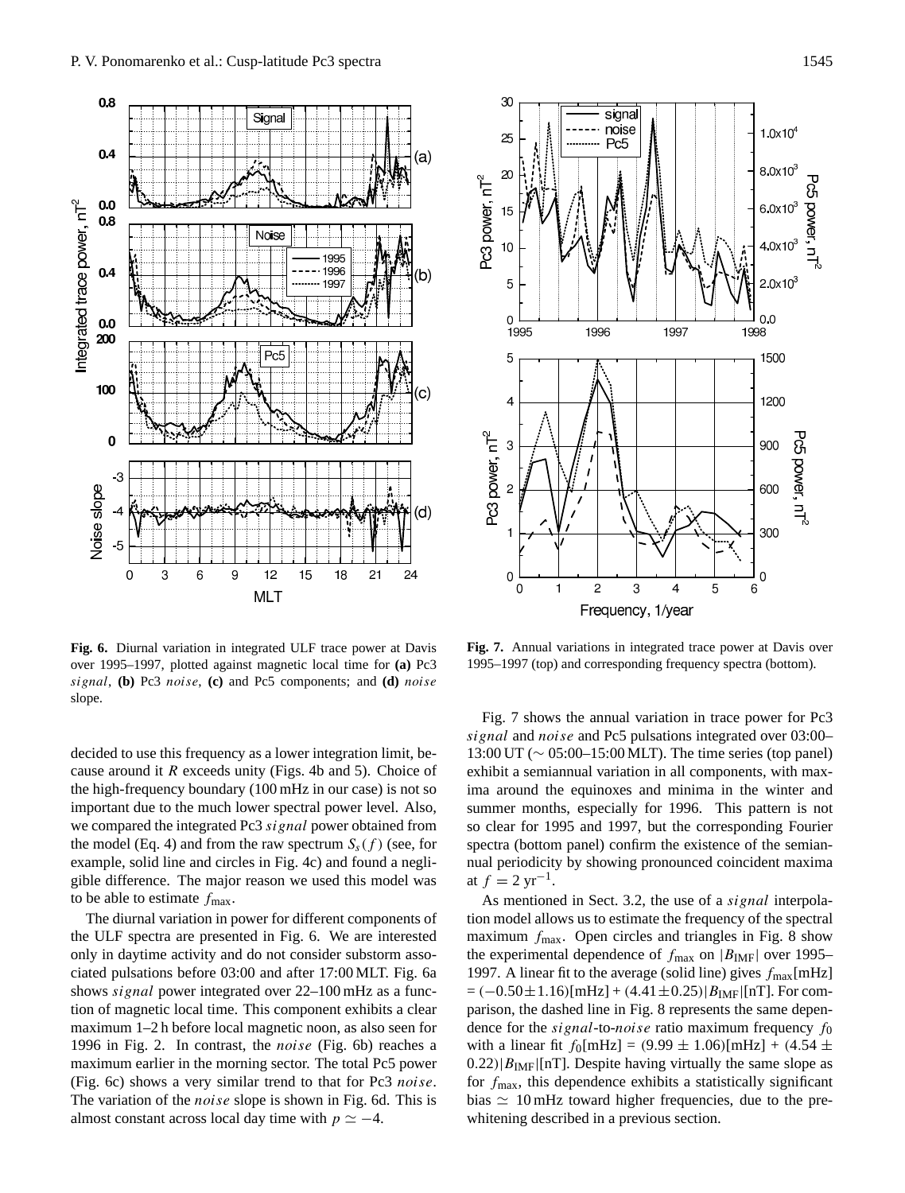**Fig. 6.** Diurnal variation in integrated ULF trace power at Davis over 1995–1997, plotted against magnetic local time for **(a)** Pc3 *signal*, **(b)** Pc3 *noise*, **(c)** and Pc5 components; and **(d)** *noise* slope.

**Fig. 7.** Annual variations in integrated trace power at Davis over 1995–1997 (top) and corresponding frequency spectra (bottom).

decided to use this frequency as a lower integration limit, because around it $R$ exceeds unity (Figs. 4b and 5). Choice of the high-frequency boundary (100 mHz in our case) is not so important due to the much lower spectral power level. Also, we compared the integrated Pc3 *signal* power obtained from the model (Eq. 4) and from the raw spectrum $S_s(f)$ (see, for example, solid line and circles in Fig. 4c) and found a negligible difference. The major reason we used this model was to be able to estimate $f_{\max}$.

The diurnal variation in power for different components of the ULF spectra are presented in Fig. 6. We are interested only in daytime activity and do not consider substorm associated pulsations before 03:00 and after 17:00 MLT. Fig. 6a shows *signal* power integrated over 22–100 mHz as a function of magnetic local time. This component exhibits a clear maximum 1–2 h before local magnetic noon, as also seen for 1996 in Fig. 2. In contrast, the *noise* (Fig. 6b) reaches a maximum earlier in the morning sector. The total Pc5 power (Fig. 6c) shows a very similar trend to that for Pc3 *noise*. The variation of the *noise* slope is shown in Fig. 6d. This is almost constant across local day time with $p \simeq -4$.

Fig. 7 shows the annual variation in trace power for Pc3 *signal* and *noise* and Pc5 pulsations integrated over 03:00–13:00 UT ($\sim$ 05:00–15:00 MLT). The time series (top panel) exhibit a semiannual variation in all components, with maxima around the equinoxes and minima in the winter and summer months, especially for 1996. This pattern is not so clear for 1995 and 1997, but the corresponding Fourier spectra (bottom panel) confirm the existence of the semiannual periodicity by showing pronounced coincident maxima at $f = 2\,\text{yr}^{-1}$.

As mentioned in Sect. 3.2, the use of a *signal* interpolation model allows us to estimate the frequency of the spectral maximum $f_{\max}$. Open circles and triangles in Fig. 8 show the experimental dependence of $f_{\max}$ on $|B_{\text{IMF}}|$ over 1995–1997. A linear fit to the average (solid line) gives $f_{\max}[\text{mHz}] = (-0.50\pm1.16)[\text{mHz}] + (4.41\pm0.25)|B_{\text{IMF}}|[\text{nT}]$. For comparison, the dashed line in Fig. 8 represents the same dependence for the *signal*-to-*noise* ratio maximum frequency $f_0$ with a linear fit $f_0[\text{mHz}] = (9.99 \pm 1.06)[\text{mHz}] + (4.54 \pm 0.22)|B_{\text{IMF}}|[\text{nT}]$. Despite having virtually the same slope as for $f_{\max}$, this dependence exhibits a statistically significant bias $\simeq$ 10 mHz toward higher frequencies, due to the prewhitening described in a previous section.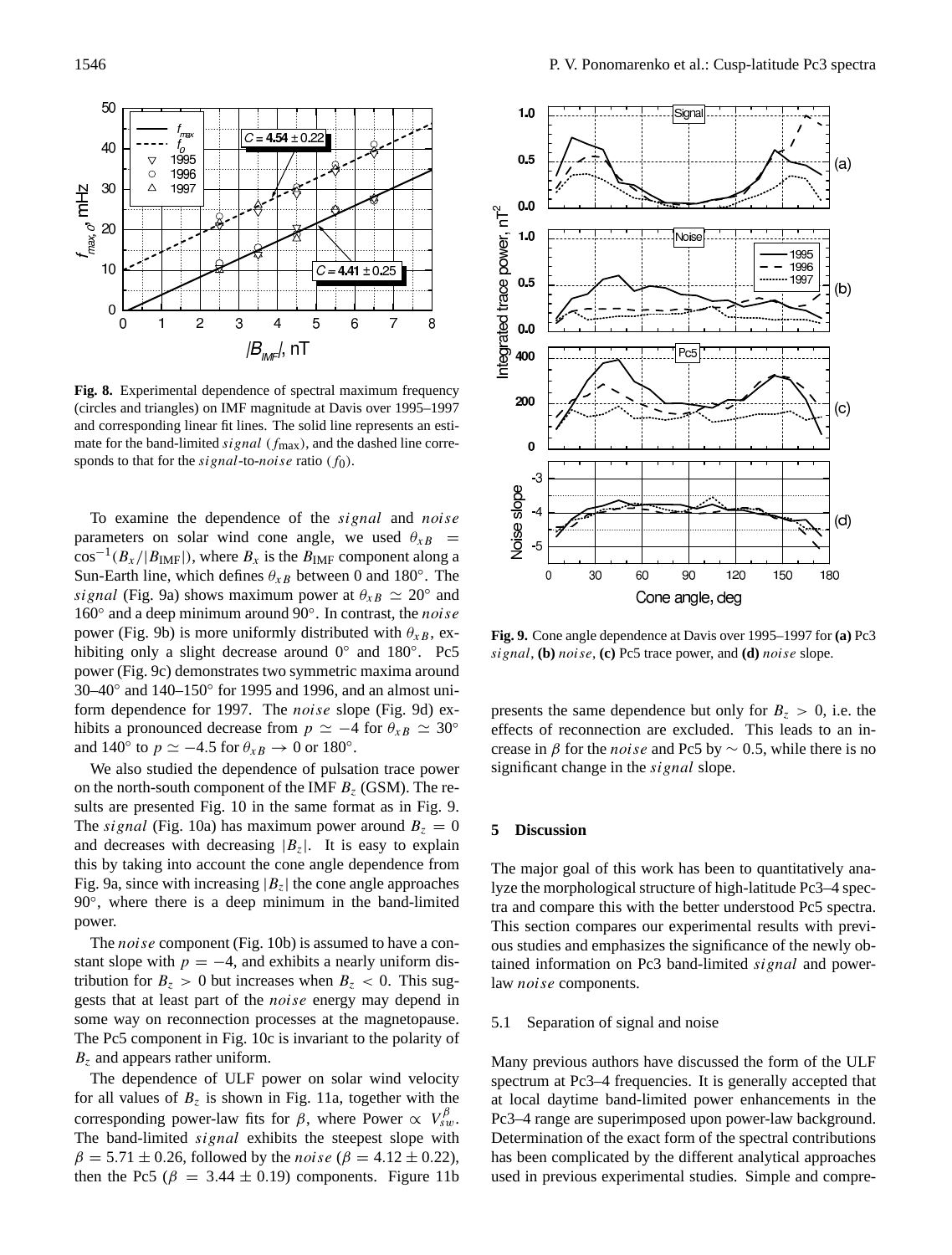**Fig. 8.** Experimental dependence of spectral maximum frequency (circles and triangles) on IMF magnitude at Davis over 1995–1997 and corresponding linear fit lines. The solid line represents an estimate for the band-limited *signal* ($f_{\max}$), and the dashed line corresponds to that for the *signal*-to-*noise* ratio ($f_0$).

To examine the dependence of the *signal* and *noise* parameters on solar wind cone angle, we used $\theta_{xB} = \cos^{-1}(B_x/|B_{\mathrm{IMF}}|)$, where $B_x$ is the $B_{\mathrm{IMF}}$ component along a Sun-Earth line, which defines $\theta_{xB}$ between 0 and 180°. The *signal* (Fig. 9a) shows maximum power at $\theta_{xB} \simeq 20°$ and 160° and a deep minimum around 90°. In contrast, the *noise* power (Fig. 9b) is more uniformly distributed with $\theta_{xB}$, exhibiting only a slight decrease around 0° and 180°. Pc5 power (Fig. 9c) demonstrates two symmetric maxima around 30–40° and 140–150° for 1995 and 1996, and an almost uniform dependence for 1997. The *noise* slope (Fig. 9d) exhibits a pronounced decrease from $p \simeq -4$ for $\theta_{xB} \simeq 30°$ and 140° to $p \simeq -4.5$ for $\theta_{xB} \to 0$ or 180°.

We also studied the dependence of pulsation trace power on the north-south component of the IMF $B_z$ (GSM). The results are presented Fig. 10 in the same format as in Fig. 9. The *signal* (Fig. 10a) has maximum power around $B_z = 0$ and decreases with decreasing $|B_z|$. It is easy to explain this by taking into account the cone angle dependence from Fig. 9a, since with increasing $|B_z|$ the cone angle approaches 90°, where there is a deep minimum in the band-limited power.

The *noise* component (Fig. 10b) is assumed to have a constant slope with $p = -4$, and exhibits a nearly uniform distribution for $B_z > 0$ but increases when $B_z < 0$. This suggests that at least part of the *noise* energy may depend in some way on reconnection processes at the magnetopause. The Pc5 component in Fig. 10c is invariant to the polarity of $B_z$ and appears rather uniform.

The dependence of ULF power on solar wind velocity for all values of $B_z$ is shown in Fig. 11a, together with the corresponding power-law fits for $\beta$, where Power $\propto V_{sw}^{\beta}$. The band-limited *signal* exhibits the steepest slope with $\beta = 5.71 \pm 0.26$, followed by the *noise* ($\beta = 4.12 \pm 0.22$), then the Pc5 ($\beta = 3.44 \pm 0.19$) components. Figure 11b presents the same dependence but only for $B_z > 0$, i.e. the effects of reconnection are excluded. This leads to an increase in $\beta$ for the *noise* and Pc5 by $\sim 0.5$, while there is no significant change in the *signal* slope.

**Fig. 9.** Cone angle dependence at Davis over 1995–1997 for **(a)** Pc3 *signal*, **(b)** *noise*, **(c)** Pc5 trace power, and **(d)** *noise* slope.

## 5 Discussion

The major goal of this work has been to quantitatively analyze the morphological structure of high-latitude Pc3–4 spectra and compare this with the better understood Pc5 spectra. This section compares our experimental results with previous studies and emphasizes the significance of the newly obtained information on Pc3 band-limited *signal* and power-law *noise* components.

### 5.1 Separation of signal and noise

Many previous authors have discussed the form of the ULF spectrum at Pc3–4 frequencies. It is generally accepted that at local daytime band-limited power enhancements in the Pc3–4 range are superimposed upon power-law background. Determination of the exact form of the spectral contributions has been complicated by the different analytical approaches used in previous experimental studies. Simple and compre-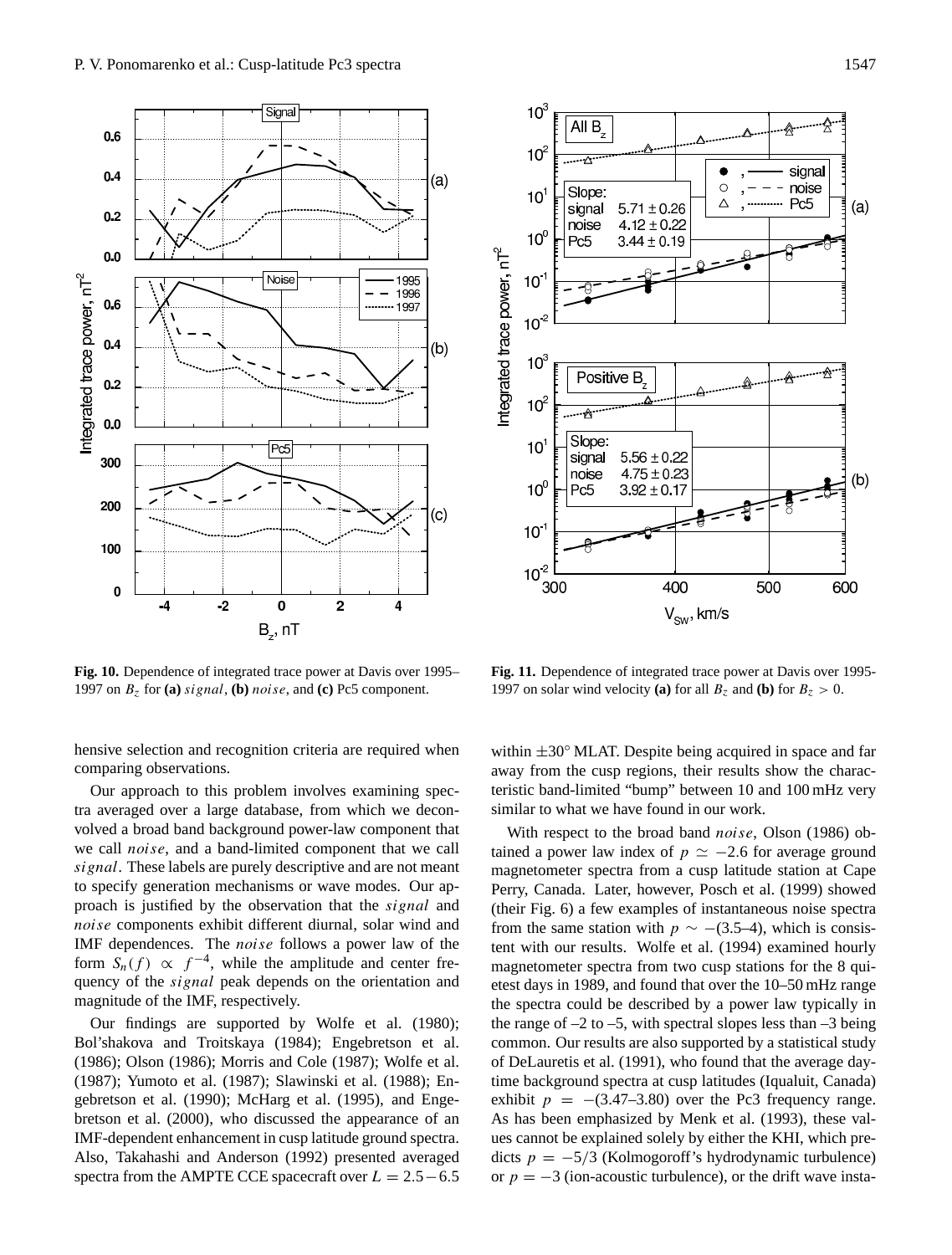**Fig. 10.** Dependence of integrated trace power at Davis over 1995–1997 on $B_z$ for **(a)** *signal*, **(b)** *noise*, and **(c)** Pc5 component.

**Fig. 11.** Dependence of integrated trace power at Davis over 1995-1997 on solar wind velocity **(a)** for all $B_z$ and **(b)** for $B_z > 0$.

hensive selection and recognition criteria are required when comparing observations.

Our approach to this problem involves examining spectra averaged over a large database, from which we deconvolved a broad band background power-law component that we call *noise*, and a band-limited component that we call *signal*. These labels are purely descriptive and are not meant to specify generation mechanisms or wave modes. Our approach is justified by the observation that the *signal* and *noise* components exhibit different diurnal, solar wind and IMF dependences. The *noise* follows a power law of the form $S_n(f) \propto f^{-4}$, while the amplitude and center frequency of the *signal* peak depends on the orientation and magnitude of the IMF, respectively.

Our findings are supported by Wolfe et al. (1980); Bol'shakova and Troitskaya (1984); Engebretson et al. (1986); Olson (1986); Morris and Cole (1987); Wolfe et al. (1987); Yumoto et al. (1987); Slawinski et al. (1988); Engebretson et al. (1990); McHarg et al. (1995), and Engebretson et al. (2000), who discussed the appearance of an IMF-dependent enhancement in cusp latitude ground spectra. Also, Takahashi and Anderson (1992) presented averaged spectra from the AMPTE CCE spacecraft over $L = 2.5-6.5$ within $\pm 30°$ MLAT. Despite being acquired in space and far away from the cusp regions, their results show the characteristic band-limited "bump" between 10 and 100 mHz very similar to what we have found in our work.

With respect to the broad band *noise*, Olson (1986) obtained a power law index of $p \simeq -2.6$ for average ground magnetometer spectra from a cusp latitude station at Cape Perry, Canada. Later, however, Posch et al. (1999) showed (their Fig. 6) a few examples of instantaneous noise spectra from the same station with $p \sim -(3.5–4)$, which is consistent with our results. Wolfe et al. (1994) examined hourly magnetometer spectra from two cusp stations for the 8 quietest days in 1989, and found that over the 10–50 mHz range the spectra could be described by a power law typically in the range of –2 to –5, with spectral slopes less than –3 being common. Our results are also supported by a statistical study of DeLauretis et al. (1991), who found that the average daytime background spectra at cusp latitudes (Iqualuit, Canada) exhibit $p = -(3.47–3.80)$ over the Pc3 frequency range. As has been emphasized by Menk et al. (1993), these values cannot be explained solely by either the KHI, which predicts $p = -5/3$ (Kolmogoroff's hydrodynamic turbulence) or $p = -3$ (ion-acoustic turbulence), or the drift wave insta-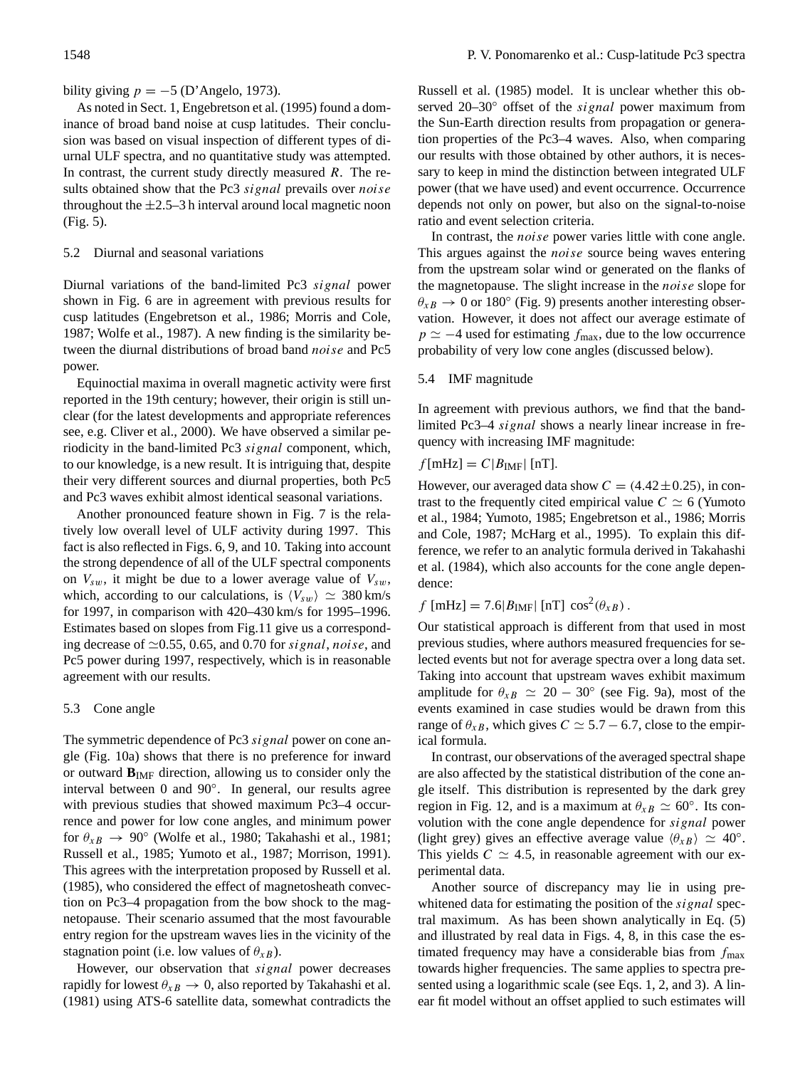bility giving $p = -5$ (D'Angelo, 1973).

As noted in Sect. 1, Engebretson et al. (1995) found a dominance of broad band noise at cusp latitudes. Their conclusion was based on visual inspection of different types of diurnal ULF spectra, and no quantitative study was attempted. In contrast, the current study directly measured $R$. The results obtained show that the Pc3 *signal* prevails over *noise* throughout the ±2.5–3 h interval around local magnetic noon (Fig. 5).

### 5.2 Diurnal and seasonal variations

Diurnal variations of the band-limited Pc3 *signal* power shown in Fig. 6 are in agreement with previous results for cusp latitudes (Engebretson et al., 1986; Morris and Cole, 1987; Wolfe et al., 1987). A new finding is the similarity between the diurnal distributions of broad band *noise* and Pc5 power.

Equinoctial maxima in overall magnetic activity were first reported in the 19th century; however, their origin is still unclear (for the latest developments and appropriate references see, e.g. Cliver et al., 2000). We have observed a similar periodicity in the band-limited Pc3 *signal* component, which, to our knowledge, is a new result. It is intriguing that, despite their very different sources and diurnal properties, both Pc5 and Pc3 waves exhibit almost identical seasonal variations.

Another pronounced feature shown in Fig. 7 is the relatively low overall level of ULF activity during 1997. This fact is also reflected in Figs. 6, 9, and 10. Taking into account the strong dependence of all of the ULF spectral components on $V_{sw}$, it might be due to a lower average value of $V_{sw}$, which, according to our calculations, is $\langle V_{sw} \rangle \simeq 380$ km/s for 1997, in comparison with 420–430 km/s for 1995–1996. Estimates based on slopes from Fig.11 give us a corresponding decrease of $\simeq$0.55, 0.65, and 0.70 for *signal*, *noise*, and Pc5 power during 1997, respectively, which is in reasonable agreement with our results.

### 5.3 Cone angle

The symmetric dependence of Pc3 *signal* power on cone angle (Fig. 10a) shows that there is no preference for inward or outward $\mathbf{B}_{\mathrm{IMF}}$ direction, allowing us to consider only the interval between 0 and 90°. In general, our results agree with previous studies that showed maximum Pc3–4 occurrence and power for low cone angles, and minimum power for $\theta_{xB} \rightarrow 90°$ (Wolfe et al., 1980; Takahashi et al., 1981; Russell et al., 1985; Yumoto et al., 1987; Morrison, 1991). This agrees with the interpretation proposed by Russell et al. (1985), who considered the effect of magnetosheath convection on Pc3–4 propagation from the bow shock to the magnetopause. Their scenario assumed that the most favourable entry region for the upstream waves lies in the vicinity of the stagnation point (i.e. low values of $\theta_{xB}$).

However, our observation that *signal* power decreases rapidly for lowest $\theta_{xB} \rightarrow 0$, also reported by Takahashi et al. (1981) using ATS-6 satellite data, somewhat contradicts the Russell et al. (1985) model. It is unclear whether this observed 20–30° offset of the *signal* power maximum from the Sun-Earth direction results from propagation or generation properties of the Pc3–4 waves. Also, when comparing our results with those obtained by other authors, it is necessary to keep in mind the distinction between integrated ULF power (that we have used) and event occurrence. Occurrence depends not only on power, but also on the signal-to-noise ratio and event selection criteria.

In contrast, the *noise* power varies little with cone angle. This argues against the *noise* source being waves entering from the upstream solar wind or generated on the flanks of the magnetopause. The slight increase in the *noise* slope for $\theta_{xB} \rightarrow 0$ or 180° (Fig. 9) presents another interesting observation. However, it does not affect our average estimate of $p \simeq -4$ used for estimating $f_{\max}$, due to the low occurrence probability of very low cone angles (discussed below).

### 5.4 IMF magnitude

In agreement with previous authors, we find that the band-limited Pc3–4 *signal* shows a nearly linear increase in frequency with increasing IMF magnitude:

$$f[\mathrm{mHz}] = C|B_{\mathrm{IMF}}|\ [\mathrm{nT}].$$

However, our averaged data show $C = (4.42 \pm 0.25)$, in contrast to the frequently cited empirical value $C \simeq 6$ (Yumoto et al., 1984; Yumoto, 1985; Engebretson et al., 1986; Morris and Cole, 1987; McHarg et al., 1995). To explain this difference, we refer to an analytic formula derived in Takahashi et al. (1984), which also accounts for the cone angle dependence:

$$f\ [\mathrm{mHz}] = 7.6|B_{\mathrm{IMF}}|\ [\mathrm{nT}]\ \cos^2(\theta_{xB})\,.$$

Our statistical approach is different from that used in most previous studies, where authors measured frequencies for selected events but not for average spectra over a long data set. Taking into account that upstream waves exhibit maximum amplitude for $\theta_{xB} \simeq 20-30°$ (see Fig. 9a), most of the events examined in case studies would be drawn from this range of $\theta_{xB}$, which gives $C \simeq 5.7-6.7$, close to the empirical formula.

In contrast, our observations of the averaged spectral shape are also affected by the statistical distribution of the cone angle itself. This distribution is represented by the dark grey region in Fig. 12, and is a maximum at $\theta_{xB} \simeq 60°$. Its convolution with the cone angle dependence for *signal* power (light grey) gives an effective average value $\langle \theta_{xB} \rangle \simeq 40°$. This yields $C \simeq 4.5$, in reasonable agreement with our experimental data.

Another source of discrepancy may lie in using prewhitened data for estimating the position of the *signal* spectral maximum. As has been shown analytically in Eq. (5) and illustrated by real data in Figs. 4, 8, in this case the estimated frequency may have a considerable bias from $f_{\max}$ towards higher frequencies. The same applies to spectra presented using a logarithmic scale (see Eqs. 1, 2, and 3). A linear fit model without an offset applied to such estimates will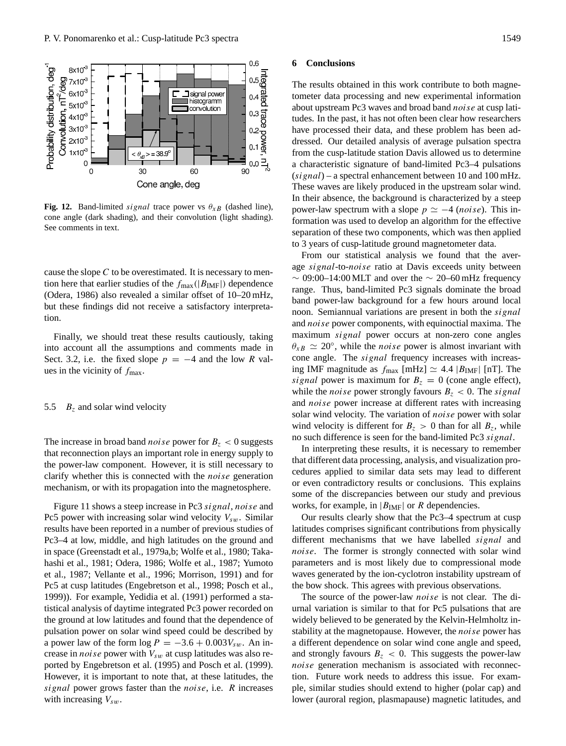**Fig. 12.** Band-limited *signal* trace power vs $\theta_{xB}$ (dashed line), cone angle (dark shading), and their convolution (light shading). See comments in text.

cause the slope $C$ to be overestimated. It is necessary to mention here that earlier studies of the $f_{\max}(|B_{\rm IMF}|)$ dependence (Odera, 1986) also revealed a similar offset of 10–20 mHz, but these findings did not receive a satisfactory interpretation.

Finally, we should treat these results cautiously, taking into account all the assumptions and comments made in Sect. 3.2, i.e. the fixed slope $p = -4$ and the low $R$ values in the vicinity of $f_{\max}$.

### 5.5 $B_z$ and solar wind velocity

The increase in broad band *noise* power for $B_z < 0$ suggests that reconnection plays an important role in energy supply to the power-law component. However, it is still necessary to clarify whether this is connected with the *noise* generation mechanism, or with its propagation into the magnetosphere.

Figure 11 shows a steep increase in Pc3 *signal*, *noise* and Pc5 power with increasing solar wind velocity $V_{sw}$. Similar results have been reported in a number of previous studies of Pc3–4 at low, middle, and high latitudes on the ground and in space (Greenstadt et al., 1979a,b; Wolfe et al., 1980; Takahashi et al., 1981; Odera, 1986; Wolfe et al., 1987; Yumoto et al., 1987; Vellante et al., 1996; Morrison, 1991) and for Pc5 at cusp latitudes (Engebretson et al., 1998; Posch et al., 1999)). For example, Yedidia et al. (1991) performed a statistical analysis of daytime integrated Pc3 power recorded on the ground at low latitudes and found that the dependence of pulsation power on solar wind speed could be described by a power law of the form $\log P = -3.6 + 0.003V_{sw}$. An increase in *noise* power with $V_{sw}$ at cusp latitudes was also reported by Engebretson et al. (1995) and Posch et al. (1999). However, it is important to note that, at these latitudes, the *signal* power grows faster than the *noise*, i.e. $R$ increases with increasing $V_{sw}$.

## 6 Conclusions

The results obtained in this work contribute to both magnetometer data processing and new experimental information about upstream Pc3 waves and broad band *noise* at cusp latitudes. In the past, it has not often been clear how researchers have processed their data, and these problem has been addressed. Our detailed analysis of average pulsation spectra from the cusp-latitude station Davis allowed us to determine a characteristic signature of band-limited Pc3–4 pulsations (*signal*) – a spectral enhancement between 10 and 100 mHz. These waves are likely produced in the upstream solar wind. In their absence, the background is characterized by a steep power-law spectrum with a slope $p \simeq -4$ (*noise*). This information was used to develop an algorithm for the effective separation of these two components, which was then applied to 3 years of cusp-latitude ground magnetometer data.

From our statistical analysis we found that the average *signal*-to-*noise* ratio at Davis exceeds unity between $\sim$ 09:00–14:00 MLT and over the $\sim$ 20–60 mHz frequency range. Thus, band-limited Pc3 signals dominate the broad band power-law background for a few hours around local noon. Semiannual variations are present in both the *signal* and *noise* power components, with equinoctial maxima. The maximum *signal* power occurs at non-zero cone angles $\theta_{xB} \simeq 20°$, while the *noise* power is almost invariant with cone angle. The *signal* frequency increases with increasing IMF magnitude as $f_{\max}$ [mHz] $\simeq 4.4\,|B_{\rm IMF}|$ [nT]. The *signal* power is maximum for $B_z = 0$ (cone angle effect), while the *noise* power strongly favours $B_z < 0$. The *signal* and *noise* power increase at different rates with increasing solar wind velocity. The variation of *noise* power with solar wind velocity is different for $B_z > 0$ than for all $B_z$, while no such difference is seen for the band-limited Pc3 *signal*.

In interpreting these results, it is necessary to remember that different data processing, analysis, and visualization procedures applied to similar data sets may lead to different or even contradictory results or conclusions. This explains some of the discrepancies between our study and previous works, for example, in $|B_{\rm IMF}|$ or $R$ dependencies.

Our results clearly show that the Pc3–4 spectrum at cusp latitudes comprises significant contributions from physically different mechanisms that we have labelled *signal* and *noise*. The former is strongly connected with solar wind parameters and is most likely due to compressional mode waves generated by the ion-cyclotron instability upstream of the bow shock. This agrees with previous observations.

The source of the power-law *noise* is not clear. The diurnal variation is similar to that for Pc5 pulsations that are widely believed to be generated by the Kelvin-Helmholtz instability at the magnetopause. However, the *noise* power has a different dependence on solar wind cone angle and speed, and strongly favours $B_z < 0$. This suggests the power-law *noise* generation mechanism is associated with reconnection. Future work needs to address this issue. For example, similar studies should extend to higher (polar cap) and lower (auroral region, plasmapause) magnetic latitudes, and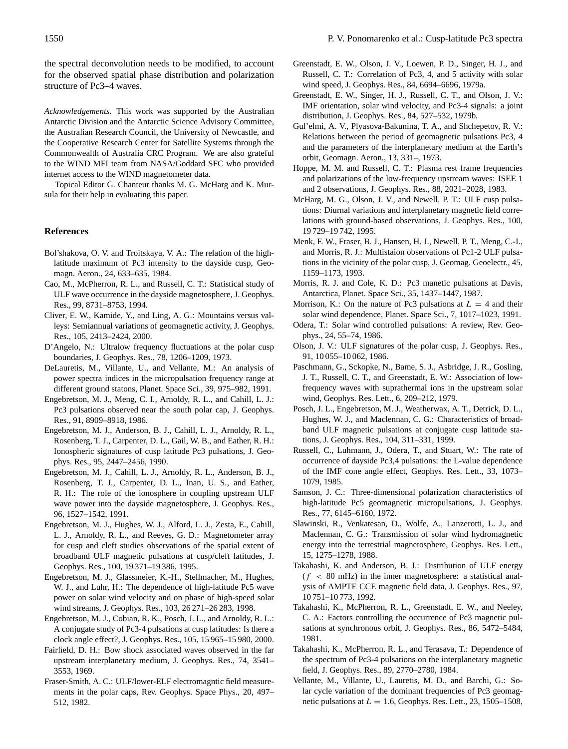the spectral deconvolution needs to be modified, to account for the observed spatial phase distribution and polarization structure of Pc3–4 waves.

*Acknowledgements.* This work was supported by the Australian Antarctic Division and the Antarctic Science Advisory Committee, the Australian Research Council, the University of Newcastle, and the Cooperative Research Center for Satellite Systems through the Commonwealth of Australia CRC Program. We are also grateful to the WIND MFI team from NASA/Goddard SFC who provided internet access to the WIND magnetometer data.

Topical Editor G. Chanteur thanks M. G. McHarg and K. Mursula for their help in evaluating this paper.

## References

Bol'shakova, O. V. and Troitskaya, V. A.: The relation of the high-latitude maximum of Pc3 intensity to the dayside cusp, Geomagn. Aeron., 24, 633–635, 1984.

Cao, M., McPherron, R. L., and Russell, C. T.: Statistical study of ULF wave occurrence in the dayside magnetosphere, J. Geophys. Res., 99, 8731–8753, 1994.

Cliver, E. W., Kamide, Y., and Ling, A. G.: Mountains versus valleys: Semiannual variations of geomagnetic activity, J. Geophys. Res., 105, 2413–2424, 2000.

D'Angelo, N.: Ultralow frequency fluctuations at the polar cusp boundaries, J. Geophys. Res., 78, 1206–1209, 1973.

DeLauretis, M., Villante, U., and Vellante, M.: An analysis of power spectra indices in the micropulsation frequency range at different ground statons, Planet. Space Sci., 39, 975–982, 1991.

Engebretson, M. J., Meng, C. I., Arnoldy, R. L., and Cahill, L. J.: Pc3 pulsations observed near the south polar cap, J. Geophys. Res., 91, 8909–8918, 1986.

Engebretson, M. J., Anderson, B. J., Cahill, L. J., Arnoldy, R. L., Rosenberg, T. J., Carpenter, D. L., Gail, W. B., and Eather, R. H.: Ionospheric signatures of cusp latitude Pc3 pulsations, J. Geophys. Res., 95, 2447–2456, 1990.

Engebretson, M. J., Cahill, L. J., Arnoldy, R. L., Anderson, B. J., Rosenberg, T. J., Carpenter, D. L., Inan, U. S., and Eather, R. H.: The role of the ionosphere in coupling upstream ULF wave power into the dayside magnetosphere, J. Geophys. Res., 96, 1527–1542, 1991.

Engebretson, M. J., Hughes, W. J., Alford, L. J., Zesta, E., Cahill, L. J., Arnoldy, R. L., and Reeves, G. D.: Magnetometer array for cusp and cleft studies observations of the spatial extent of broadband ULF magnetic pulsations at cusp/cleft latitudes, J. Geophys. Res., 100, 19 371–19 386, 1995.

Engebretson, M. J., Glassmeier, K.-H., Stellmacher, M., Hughes, W. J., and Luhr, H.: The dependence of high-latitude Pc5 wave power on solar wind velocity and on phase of high-speed solar wind streams, J. Geophys. Res., 103, 26 271–26 283, 1998.

Engebretson, M. J., Cobian, R. K., Posch, J. L., and Arnoldy, R. L.: A conjugate study of Pc3-4 pulsations at cusp latitudes: Is there a clock angle effect?, J. Geophys. Res., 105, 15 965–15 980, 2000.

Fairfield, D. H.: Bow shock associated waves observed in the far upstream interplanetary medium, J. Geophys. Res., 74, 3541–3553, 1969.

Fraser-Smith, A. C.: ULF/lower-ELF electromagntic field measurements in the polar caps, Rev. Geophys. Space Phys., 20, 497–512, 1982.

Greenstadt, E. W., Olson, J. V., Loewen, P. D., Singer, H. J., and Russell, C. T.: Correlation of Pc3, 4, and 5 activity with solar wind speed, J. Geophys. Res., 84, 6694–6696, 1979a.

Greenstadt, E. W., Singer, H. J., Russell, C. T., and Olson, J. V.: IMF orientation, solar wind velocity, and Pc3-4 signals: a joint distribution, J. Geophys. Res., 84, 527–532, 1979b.

Gul'elmi, A. V., Plyasova-Bakunina, T. A., and Shchepetov, R. V.: Relations between the period of geomagnetic pulsations Pc3, 4 and the parameters of the interplanetary medium at the Earth's orbit, Geomagn. Aeron., 13, 331–, 1973.

Hoppe, M. M. and Russell, C. T.: Plasma rest frame frequencies and polarizations of the low-frequency upstream waves: ISEE 1 and 2 observations, J. Geophys. Res., 88, 2021–2028, 1983.

McHarg, M. G., Olson, J. V., and Newell, P. T.: ULF cusp pulsations: Diurnal variations and interplanetary magnetic field correlations with ground-based observations, J. Geophys. Res., 100, 19 729–19 742, 1995.

Menk, F. W., Fraser, B. J., Hansen, H. J., Newell, P. T., Meng, C.-I., and Morris, R. J.: Multistaion observations of Pc1-2 ULF pulsations in the vicinity of the polar cusp, J. Geomag. Geoelectr., 45, 1159–1173, 1993.

Morris, R. J. and Cole, K. D.: Pc3 manetic pulsations at Davis, Antarctica, Planet. Space Sci., 35, 1437–1447, 1987.

Morrison, K.: On the nature of Pc3 pulsations at $L = 4$ and their solar wind dependence, Planet. Space Sci., 7, 1017–1023, 1991.

Odera, T.: Solar wind controlled pulsations: A review, Rev. Geophys., 24, 55–74, 1986.

Olson, J. V.: ULF signatures of the polar cusp, J. Geophys. Res., 91, 10 055–10 062, 1986.

Paschmann, G., Sckopke, N., Bame, S. J., Asbridge, J. R., Gosling, J. T., Russell, C. T., and Greenstadt, E. W.: Association of low-frequency waves with suprathermal ions in the upstream solar wind, Geophys. Res. Lett., 6, 209–212, 1979.

Posch, J. L., Engebretson, M. J., Weatherwax, A. T., Detrick, D. L., Hughes, W. J., and Maclennan, C. G.: Characteristics of broadband ULF magnetic pulsations at conjugate cusp latitude stations, J. Geophys. Res., 104, 311–331, 1999.

Russell, C., Luhmann, J., Odera, T., and Stuart, W.: The rate of occurrence of dayside Pc3,4 pulsations: the L-value dependence of the IMF cone angle effect, Geophys. Res. Lett., 33, 1073–1079, 1985.

Samson, J. C.: Three-dimensional polarization characteristics of high-latitude Pc5 geomagnetic micropulsations, J. Geophys. Res., 77, 6145–6160, 1972.

Slawinski, R., Venkatesan, D., Wolfe, A., Lanzerotti, L. J., and Maclennan, C. G.: Transmission of solar wind hydromagnetic energy into the terrestrial magnetosphere, Geophys. Res. Lett., 15, 1275–1278, 1988.

Takahashi, K. and Anderson, B. J.: Distribution of ULF energy ($f < 80$ mHz) in the inner magnetosphere: a statistical analysis of AMPTE CCE magnetic field data, J. Geophys. Res., 97, 10 751–10 773, 1992.

Takahashi, K., McPherron, R. L., Greenstadt, E. W., and Neeley, C. A.: Factors controlling the occurrence of Pc3 magnetic pulsations at synchronous orbit, J. Geophys. Res., 86, 5472–5484, 1981.

Takahashi, K., McPherron, R. L., and Terasava, T.: Dependence of the spectrum of Pc3-4 pulsations on the interplanetary magnetic field, J. Geophys. Res., 89, 2770–2780, 1984.

Vellante, M., Villante, U., Lauretis, M. D., and Barchi, G.: Solar cycle variation of the dominant frequencies of Pc3 geomagnetic pulsations at $L = 1.6$, Geophys. Res. Lett., 23, 1505–1508,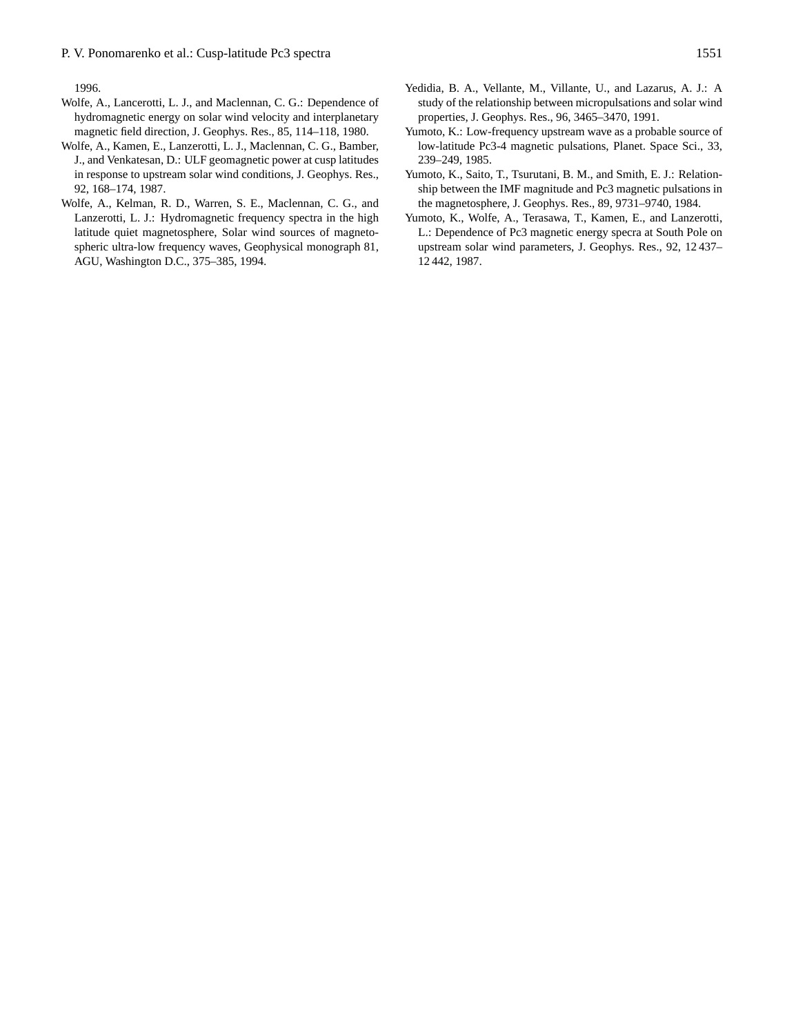1996.

Wolfe, A., Lancerotti, L. J., and Maclennan, C. G.: Dependence of hydromagnetic energy on solar wind velocity and interplanetary magnetic field direction, J. Geophys. Res., 85, 114–118, 1980.

Wolfe, A., Kamen, E., Lanzerotti, L. J., Maclennan, C. G., Bamber, J., and Venkatesan, D.: ULF geomagnetic power at cusp latitudes in response to upstream solar wind conditions, J. Geophys. Res., 92, 168–174, 1987.

Wolfe, A., Kelman, R. D., Warren, S. E., Maclennan, C. G., and Lanzerotti, L. J.: Hydromagnetic frequency spectra in the high latitude quiet magnetosphere, Solar wind sources of magnetospheric ultra-low frequency waves, Geophysical monograph 81, AGU, Washington D.C., 375–385, 1994.

Yedidia, B. A., Vellante, M., Villante, U., and Lazarus, A. J.: A study of the relationship between micropulsations and solar wind properties, J. Geophys. Res., 96, 3465–3470, 1991.

Yumoto, K.: Low-frequency upstream wave as a probable source of low-latitude Pc3-4 magnetic pulsations, Planet. Space Sci., 33, 239–249, 1985.

Yumoto, K., Saito, T., Tsurutani, B. M., and Smith, E. J.: Relationship between the IMF magnitude and Pc3 magnetic pulsations in the magnetosphere, J. Geophys. Res., 89, 9731–9740, 1984.

Yumoto, K., Wolfe, A., Terasawa, T., Kamen, E., and Lanzerotti, L.: Dependence of Pc3 magnetic energy specra at South Pole on upstream solar wind parameters, J. Geophys. Res., 92, 12 437–12 442, 1987.